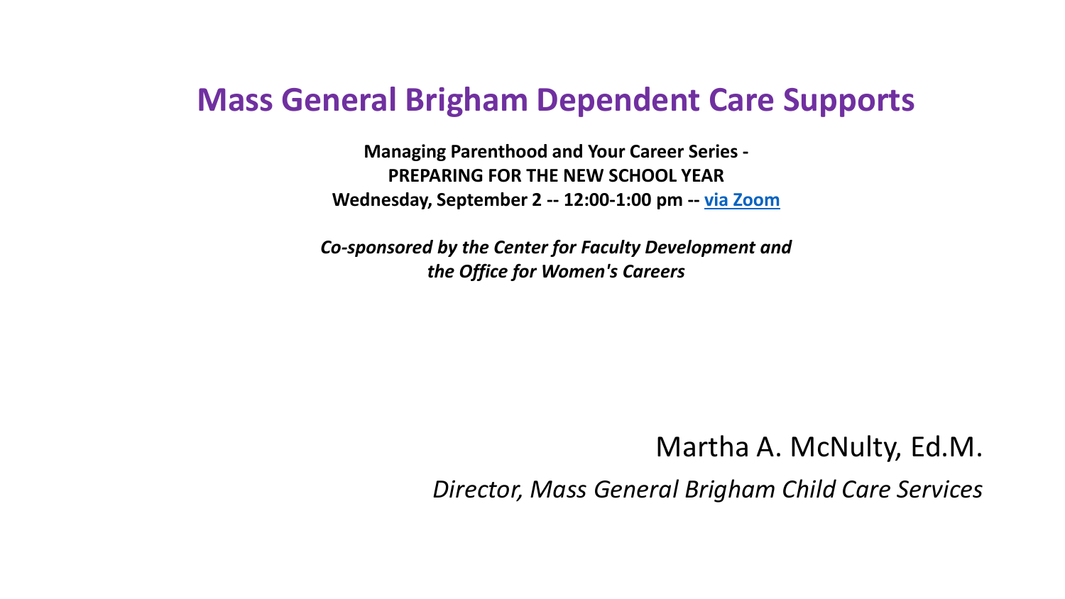# Mass General Brigham Dependent Care Supports

**Managing Parenthood and Your Career Series -**
**PREPARING FOR THE NEW SCHOOL YEAR**
**Wednesday, September 2 -- 12:00-1:00 pm -- via Zoom**

***Co-sponsored by the Center for Faculty Development and the Office for Women's Careers***

Martha A. McNulty, Ed.M.

*Director, Mass General Brigham Child Care Services*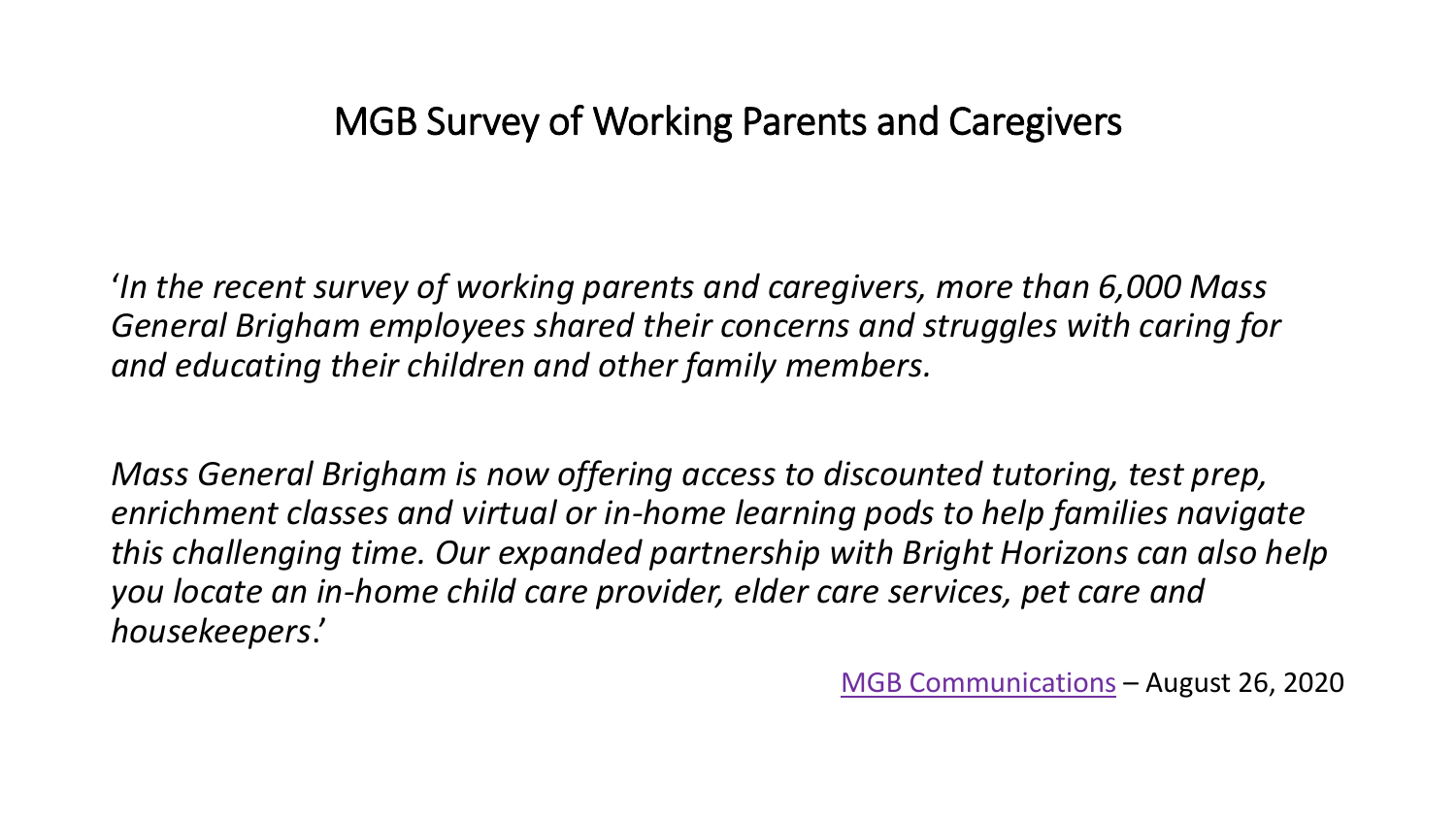# MGB Survey of Working Parents and Caregivers

'*In the recent survey of working parents and caregivers, more than 6,000 Mass General Brigham employees shared their concerns and struggles with caring for and educating their children and other family members.*

*Mass General Brigham is now offering access to discounted tutoring, test prep, enrichment classes and virtual or in-home learning pods to help families navigate this challenging time. Our expanded partnership with Bright Horizons can also help you locate an in-home child care provider, elder care services, pet care and housekeepers*.'

MGB Communications – August 26, 2020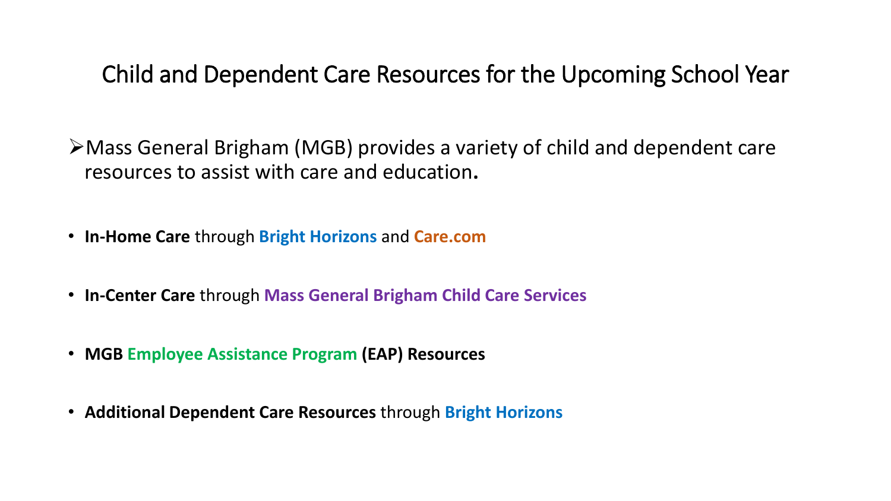# Child and Dependent Care Resources for the Upcoming School Year

- Mass General Brigham (MGB) provides a variety of child and dependent care resources to assist with care and education**.**

- **In-Home Care** through **Bright Horizons** and **Care.com**
- **In-Center Care** through **Mass General Brigham Child Care Services**
- **MGB Employee Assistance Program (EAP) Resources**
- **Additional Dependent Care Resources** through **Bright Horizons**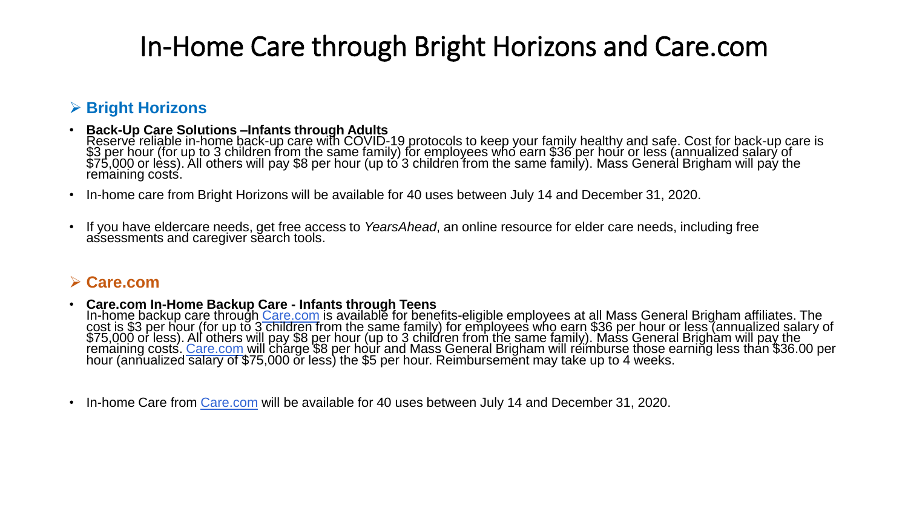# In-Home Care through Bright Horizons and Care.com

## Bright Horizons

- **Back-Up Care Solutions –Infants through Adults**
  Reserve reliable in-home back-up care with COVID-19 protocols to keep your family healthy and safe. Cost for back-up care is $3 per hour (for up to 3 children from the same family) for employees who earn $36 per hour or less (annualized salary of $75,000 or less). All others will pay $8 per hour (up to 3 children from the same family). Mass General Brigham will pay the remaining costs.
- In-home care from Bright Horizons will be available for 40 uses between July 14 and December 31, 2020.
- If you have eldercare needs, get free access to *YearsAhead*, an online resource for elder care needs, including free assessments and caregiver search tools.

## Care.com

- **Care.com In-Home Backup Care - Infants through Teens**
  In-home backup care through Care.com is available for benefits-eligible employees at all Mass General Brigham affiliates. The cost is $3 per hour (for up to 3 children from the same family) for employees who earn $36 per hour or less (annualized salary of $75,000 or less). All others will pay $8 per hour (up to 3 children from the same family). Mass General Brigham will pay the remaining costs. Care.com will charge $8 per hour and Mass General Brigham will reimburse those earning less than $36.00 per hour (annualized salary of $75,000 or less) the $5 per hour. Reimbursement may take up to 4 weeks.
- In-home Care from Care.com will be available for 40 uses between July 14 and December 31, 2020.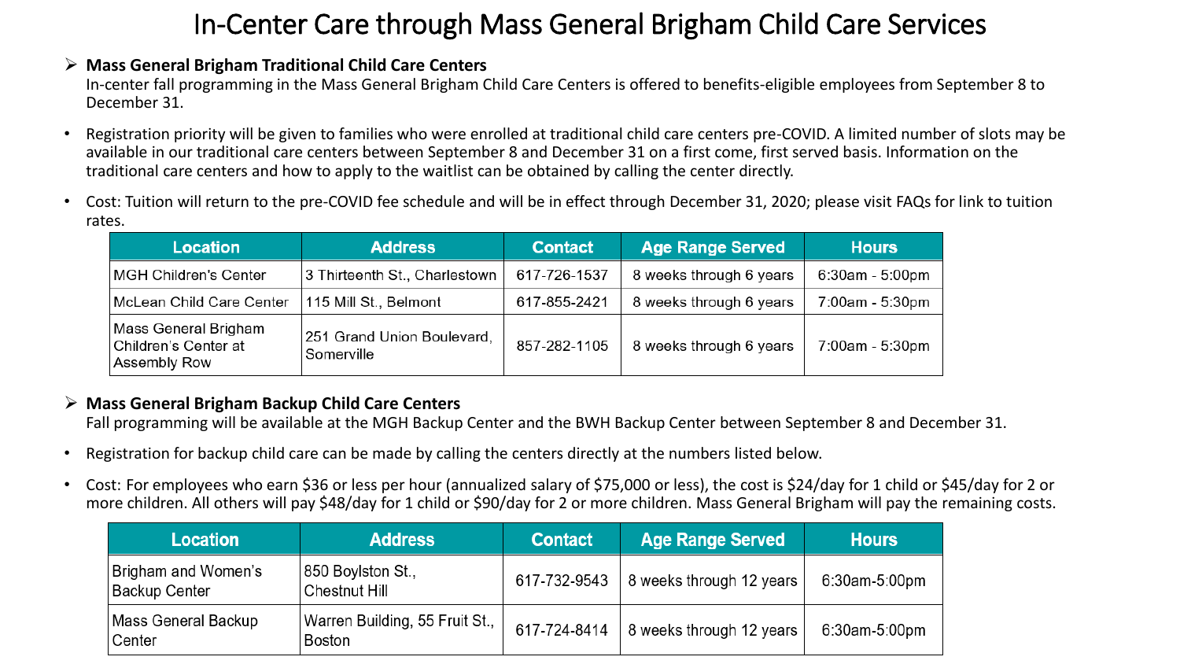# In-Center Care through Mass General Brigham Child Care Services

- **Mass General Brigham Traditional Child Care Centers**
  In-center fall programming in the Mass General Brigham Child Care Centers is offered to benefits-eligible employees from September 8 to December 31.

- Registration priority will be given to families who were enrolled at traditional child care centers pre-COVID. A limited number of slots may be available in our traditional care centers between September 8 and December 31 on a first come, first served basis. Information on the traditional care centers and how to apply to the waitlist can be obtained by calling the center directly.

- Cost: Tuition will return to the pre-COVID fee schedule and will be in effect through December 31, 2020; please visit FAQs for link to tuition rates.

| Location | Address | Contact | Age Range Served | Hours |
|---|---|---|---|---|
| MGH Children's Center | 3 Thirteenth St., Charlestown | 617-726-1537 | 8 weeks through 6 years | 6:30am - 5:00pm |
| McLean Child Care Center | 115 Mill St., Belmont | 617-855-2421 | 8 weeks through 6 years | 7:00am - 5:30pm |
| Mass General Brigham Children's Center at Assembly Row | 251 Grand Union Boulevard, Somerville | 857-282-1105 | 8 weeks through 6 years | 7:00am - 5:30pm |

- **Mass General Brigham Backup Child Care Centers**
  Fall programming will be available at the MGH Backup Center and the BWH Backup Center between September 8 and December 31.

- Registration for backup child care can be made by calling the centers directly at the numbers listed below.

- Cost: For employees who earn $36 or less per hour (annualized salary of $75,000 or less), the cost is $24/day for 1 child or $45/day for 2 or more children. All others will pay $48/day for 1 child or $90/day for 2 or more children. Mass General Brigham will pay the remaining costs.

| Location | Address | Contact | Age Range Served | Hours |
|---|---|---|---|---|
| Brigham and Women's Backup Center | 850 Boylston St., Chestnut Hill | 617-732-9543 | 8 weeks through 12 years | 6:30am-5:00pm |
| Mass General Backup Center | Warren Building, 55 Fruit St., Boston | 617-724-8414 | 8 weeks through 12 years | 6:30am-5:00pm |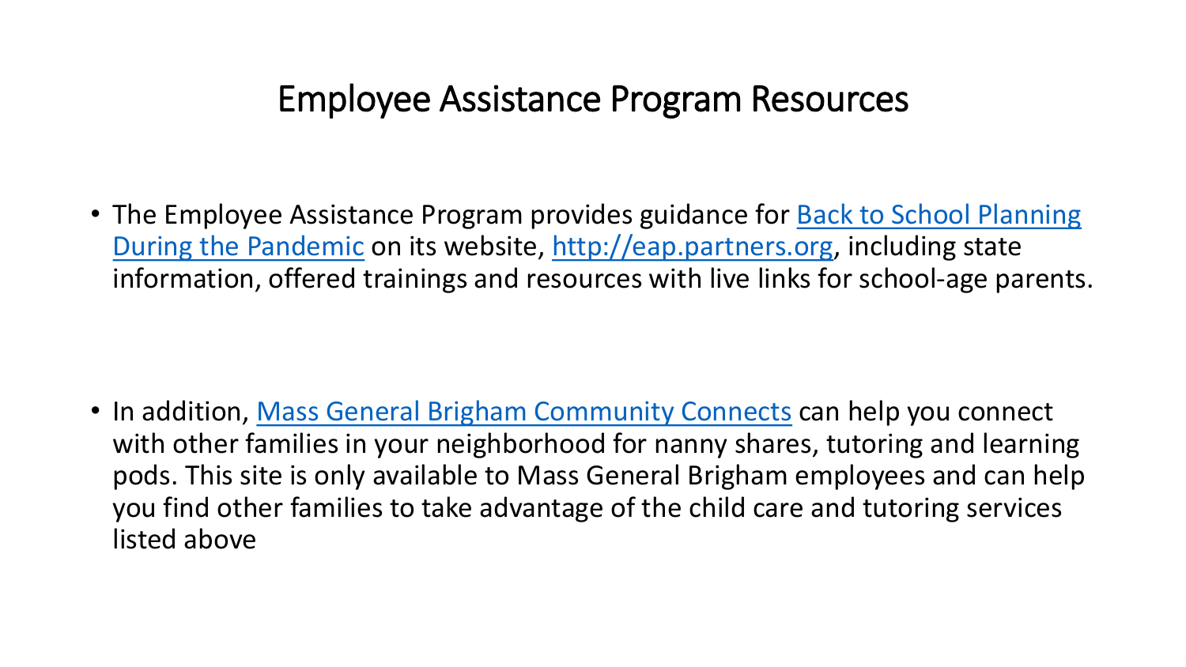# Employee Assistance Program Resources

- The Employee Assistance Program provides guidance for Back to School Planning During the Pandemic on its website, http://eap.partners.org, including state information, offered trainings and resources with live links for school-age parents.

- In addition, Mass General Brigham Community Connects can help you connect with other families in your neighborhood for nanny shares, tutoring and learning pods. This site is only available to Mass General Brigham employees and can help you find other families to take advantage of the child care and tutoring services listed above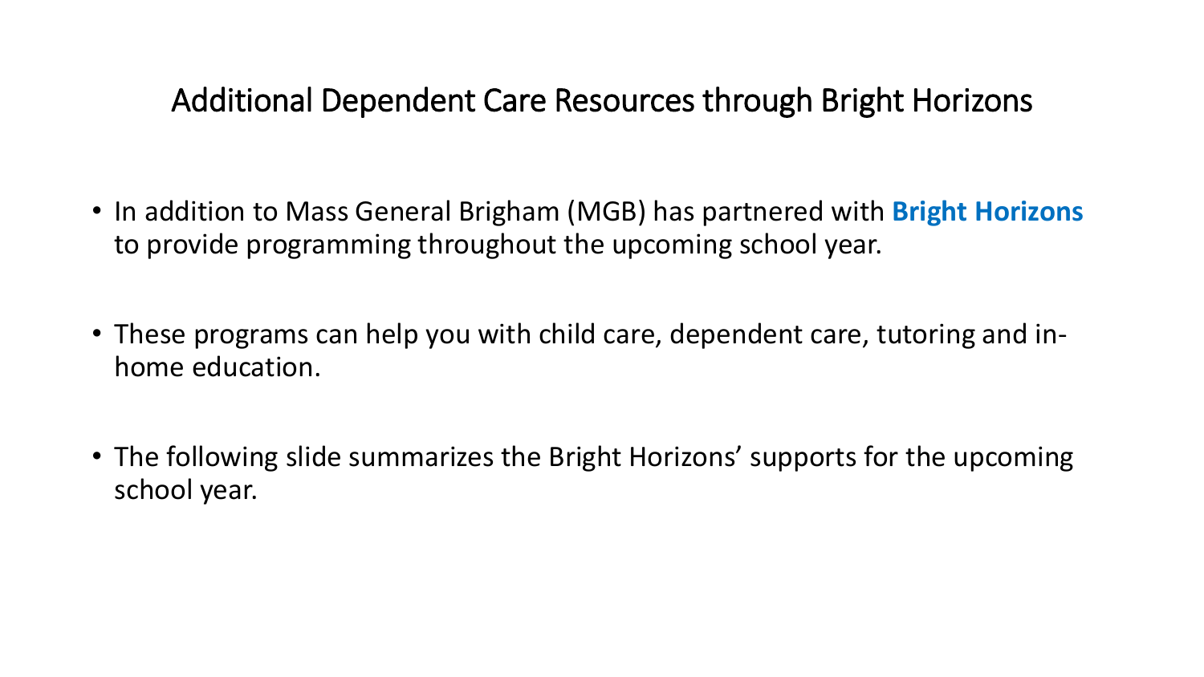# Additional Dependent Care Resources through Bright Horizons

- In addition to Mass General Brigham (MGB) has partnered with **Bright Horizons** to provide programming throughout the upcoming school year.

- These programs can help you with child care, dependent care, tutoring and in-home education.

- The following slide summarizes the Bright Horizons' supports for the upcoming school year.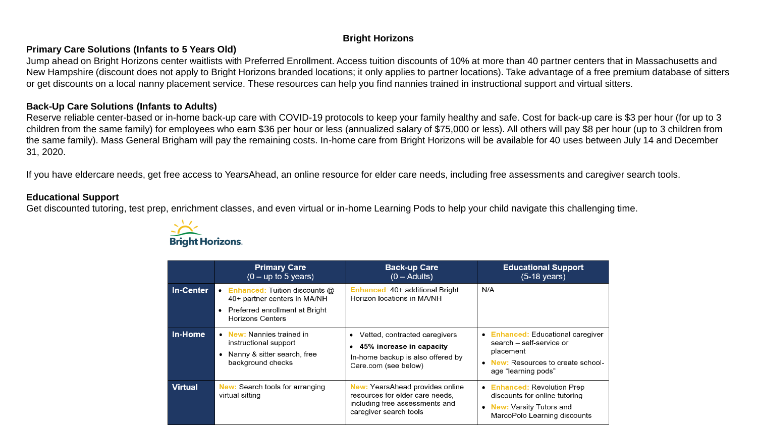# Bright Horizons

### Primary Care Solutions (Infants to 5 Years Old)

Jump ahead on Bright Horizons center waitlists with Preferred Enrollment. Access tuition discounts of 10% at more than 40 partner centers that in Massachusetts and New Hampshire (discount does not apply to Bright Horizons branded locations; it only applies to partner locations). Take advantage of a free premium database of sitters or get discounts on a local nanny placement service. These resources can help you find nannies trained in instructional support and virtual sitters.

### Back-Up Care Solutions (Infants to Adults)

Reserve reliable center-based or in-home back-up care with COVID-19 protocols to keep your family healthy and safe. Cost for back-up care is $3 per hour (for up to 3 children from the same family) for employees who earn $36 per hour or less (annualized salary of $75,000 or less). All others will pay $8 per hour (up to 3 children from the same family). Mass General Brigham will pay the remaining costs. In-home care from Bright Horizons will be available for 40 uses between July 14 and December 31, 2020.

If you have eldercare needs, get free access to YearsAhead, an online resource for elder care needs, including free assessments and caregiver search tools.

### Educational Support

Get discounted tutoring, test prep, enrichment classes, and even virtual or in-home Learning Pods to help your child navigate this challenging time.

Bright Horizons

| | Primary Care (0 – up to 5 years) | Back-up Care (0 – Adults) | Educational Support (5-18 years) |
|---|---|---|---|
| **In-Center** | • Enhanced: Tuition discounts @ 40+ partner centers in MA/NH<br>• Preferred enrollment at Bright Horizons Centers | Enhanced: 40+ additional Bright Horizon locations in MA/NH | N/A |
| **In-Home** | • New: Nannies trained in instructional support<br>• Nanny & sitter search, free background checks | • Vetted, contracted caregivers<br>• **45% increase in capacity**<br>In-home backup is also offered by Care.com (see below) | • Enhanced: Educational caregiver search – self-service or placement<br>• New: Resources to create school-age "learning pods" |
| **Virtual** | New: Search tools for arranging virtual sitting | New: YearsAhead provides online resources for elder care needs, including free assessments and caregiver search tools | • Enhanced: Revolution Prep discounts for online tutoring<br>• New: Varsity Tutors and MarcoPolo Learning discounts |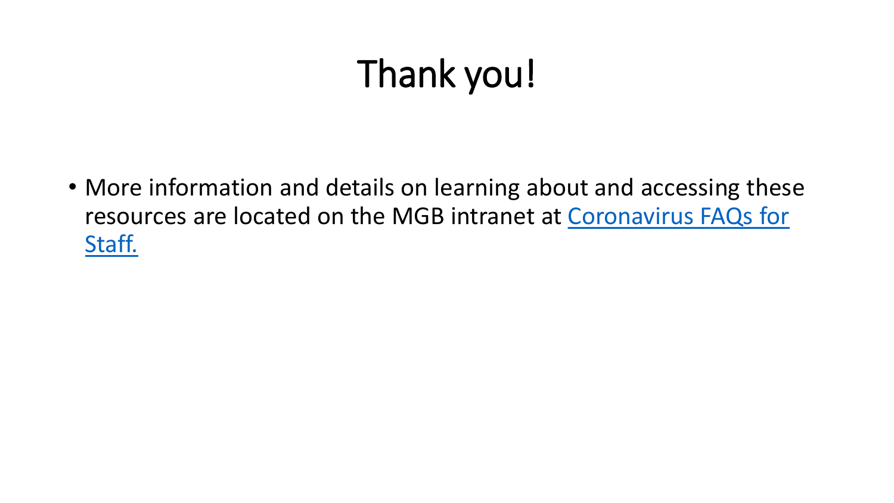# Thank you!

- More information and details on learning about and accessing these resources are located on the MGB intranet at Coronavirus FAQs for Staff.